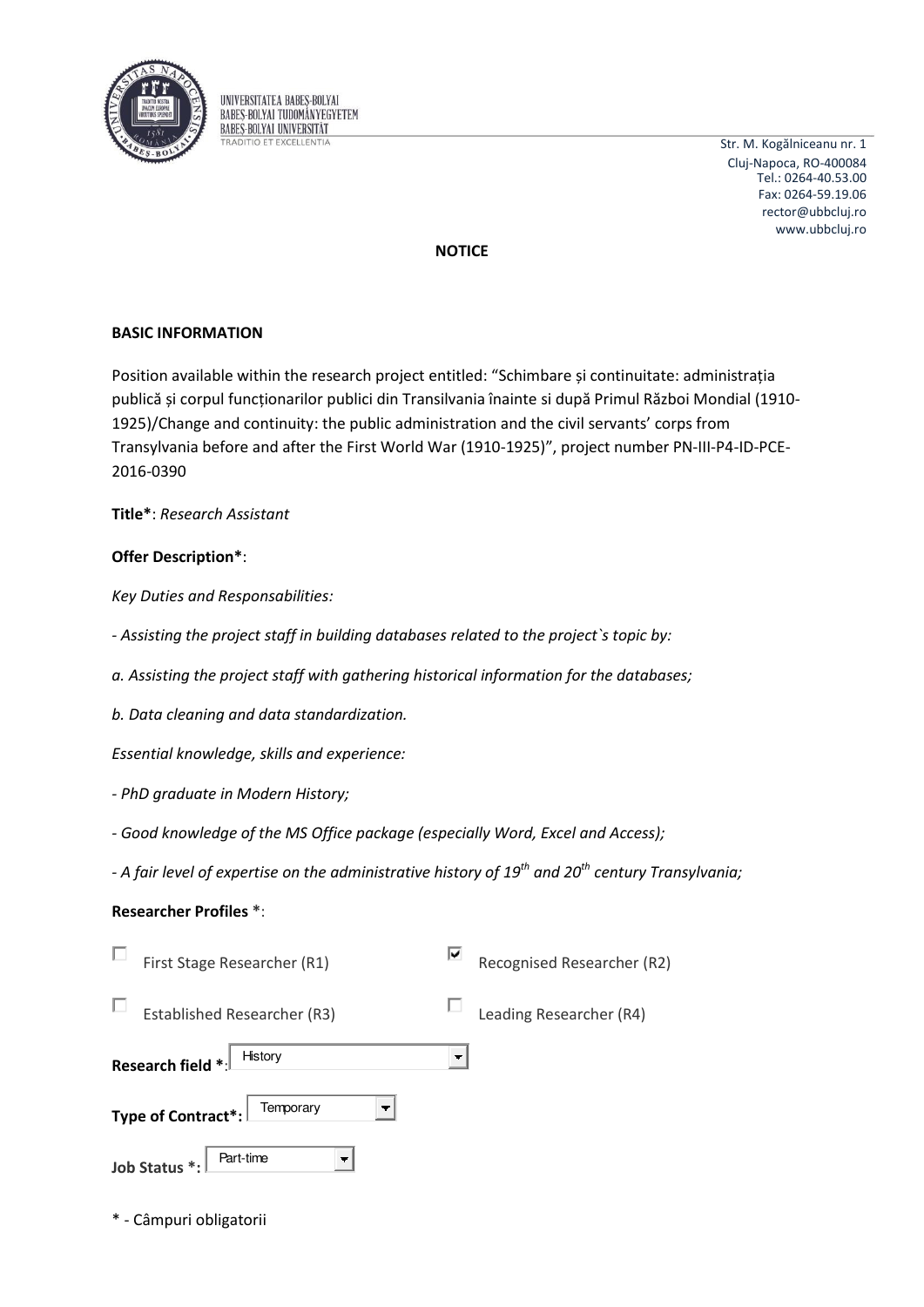UNIVERSITATEA BABEȘ-BOLYAI
BABEȘ-BOLYAI TUDOMÁNYEGYETEM
BABEȘ-BOLYAI UNIVERSITÄT
TRADITIO ET EXCELLENTIA

Str. M. Kogălniceanu nr. 1
Cluj-Napoca, RO-400084
Tel.: 0264-40.53.00
Fax: 0264-59.19.06
rector@ubbcluj.ro
www.ubbcluj.ro

**NOTICE**

**BASIC INFORMATION**

Position available within the research project entitled: "Schimbare și continuitate: administrația publică și corpul funcționarilor publici din Transilvania înainte si după Primul Război Mondial (1910-1925)/Change and continuity: the public administration and the civil servants' corps from Transylvania before and after the First World War (1910-1925)", project number PN-III-P4-ID-PCE-2016-0390

**Title***: *Research Assistant*

**Offer Description***:

*Key Duties and Responsabilities:*

*- Assisting the project staff in building databases related to the project`s topic by:*

*a. Assisting the project staff with gathering historical information for the databases;*

*b. Data cleaning and data standardization.*

*Essential knowledge, skills and experience:*

*- PhD graduate in Modern History;*

*- Good knowledge of the MS Office package (especially Word, Excel and Access);*

*- A fair level of expertise on the administrative history of 19th and 20th century Transylvania;*

**Researcher Profiles** *:

- [ ] First Stage Researcher (R1)
- [x] Recognised Researcher (R2)
- [ ] Established Researcher (R3)
- [ ] Leading Researcher (R4)

**Research field ***: History

**Type of Contract*:** Temporary

**Job Status *:** Part-time

* - Câmpuri obligatorii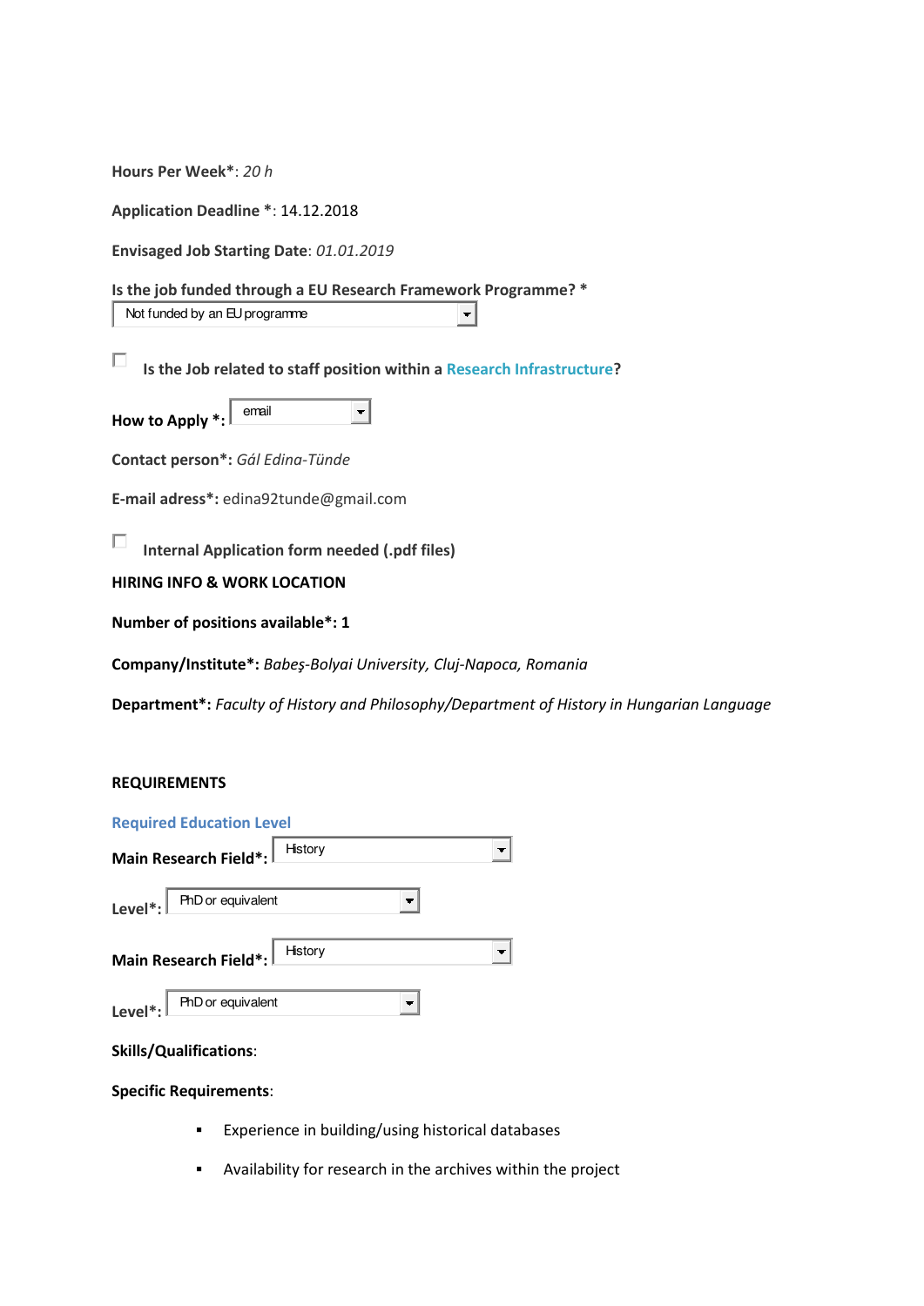**Hours Per Week***: *20 h*

**Application Deadline ***: 14.12.2018

**Envisaged Job Starting Date**: *01.01.2019*

**Is the job funded through a EU Research Framework Programme? ***

Not funded by an EU programme

☐ **Is the Job related to staff position within a Research Infrastructure?**

**How to Apply *:** email

**Contact person*:** *Gál Edina-Tünde*

**E-mail adress*:** edina92tunde@gmail.com

☐ **Internal Application form needed (.pdf files)**

**HIRING INFO & WORK LOCATION**

**Number of positions available*: 1**

**Company/Institute*:** *Babeş-Bolyai University, Cluj-Napoca, Romania*

**Department*:** *Faculty of History and Philosophy/Department of History in Hungarian Language*

**REQUIREMENTS**

**Required Education Level**

**Main Research Field*:** History

**Level*:** PhD or equivalent

**Main Research Field*:** History

**Level*:** PhD or equivalent

**Skills/Qualifications**:

**Specific Requirements**:

- Experience in building/using historical databases
- Availability for research in the archives within the project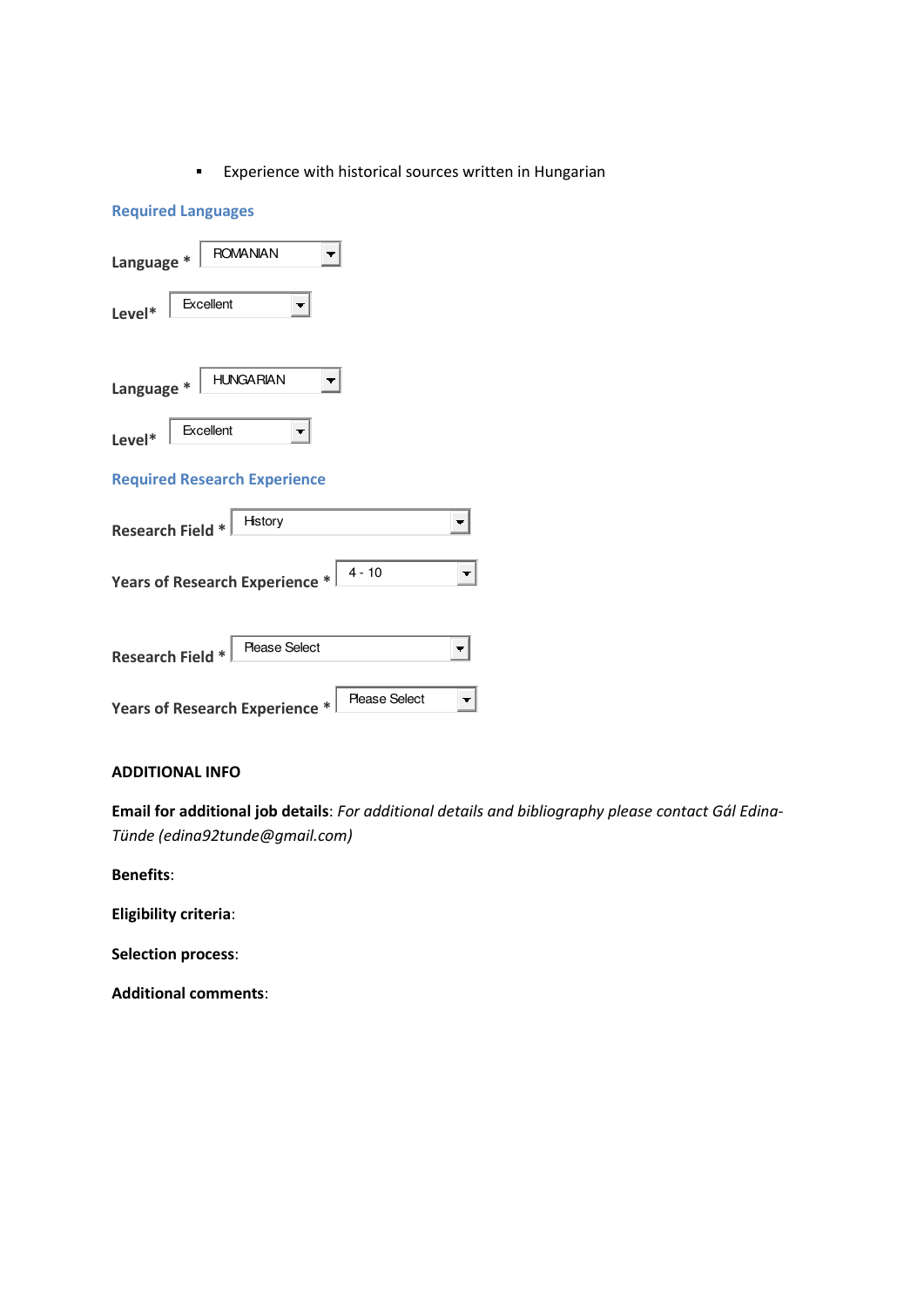- Experience with historical sources written in Hungarian

## Required Languages

**Language** * ROMANIAN

**Level*** Excellent

**Language** * HUNGARIAN

**Level*** Excellent

## Required Research Experience

**Research Field** * History

**Years of Research Experience** * 4 - 10

**Research Field** * Please Select

**Years of Research Experience** * Please Select

**ADDITIONAL INFO**

**Email for additional job details**: *For additional details and bibliography please contact Gál Edina-Tünde (edina92tunde@gmail.com)*

**Benefits**:

**Eligibility criteria**:

**Selection process**:

**Additional comments**: